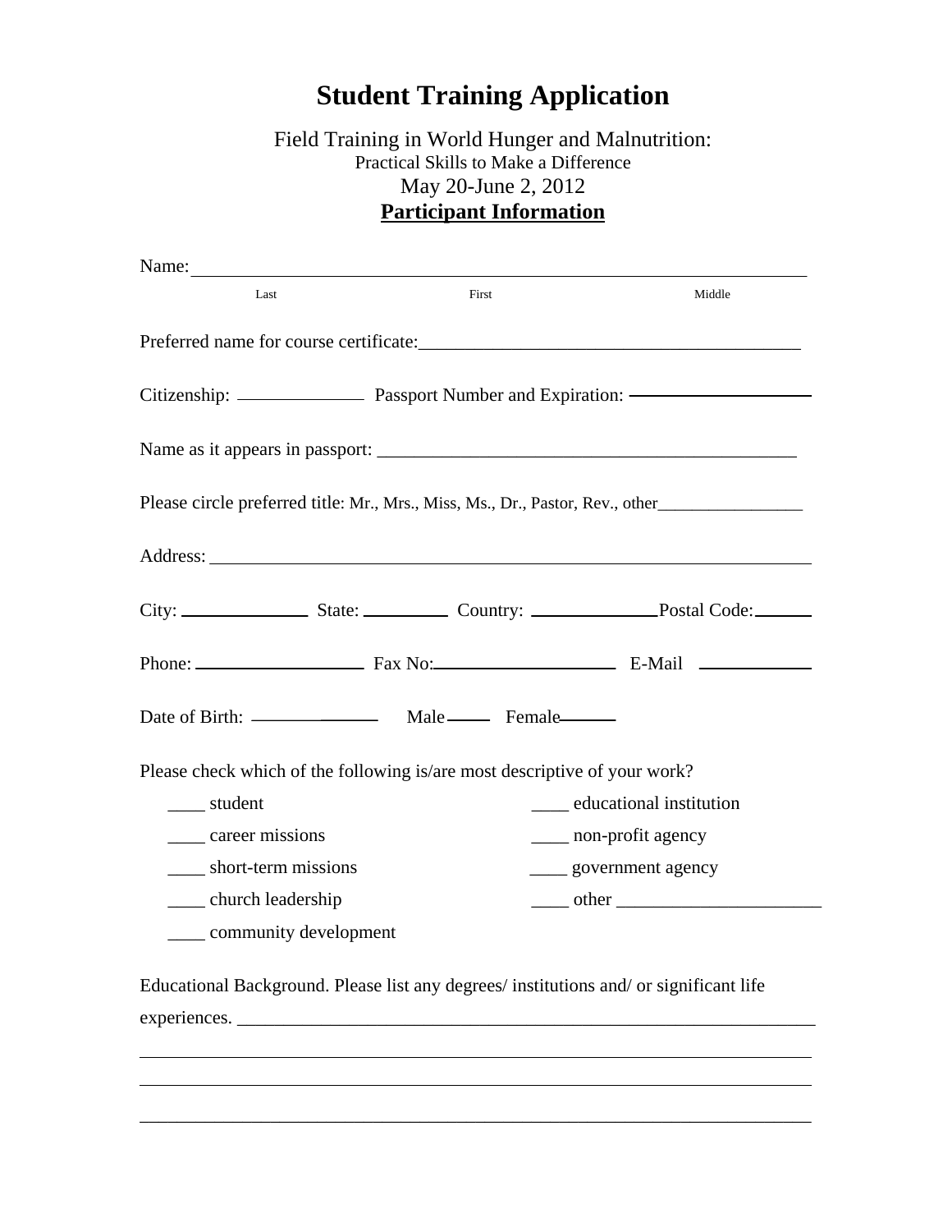# Student Training Application

Field Training in World Hunger and Malnutrition:
Practical Skills to Make a Difference
May 20-June 2, 2012

**Participant Information**

Name: ______________________________________________________________

Last First Middle

Preferred name for course certificate:_________________________________________

Citizenship: _____________ Passport Number and Expiration: __________________

Name as it appears in passport: ______________________________________________

Please circle preferred title: Mr., Mrs., Miss, Ms., Dr., Pastor, Rev., other________________

Address: __________________________________________________________

City: _____________ State: _________ Country: _____________ Postal Code: ______

Phone: __________________ Fax No: __________________ E-Mail ____________

Date of Birth: ______________ Male _____ Female ______

Please check which of the following is/are most descriptive of your work?

____ student

____ career missions

____ short-term missions

____ church leadership

____ community development

____ educational institution

____ non-profit agency

____ government agency

____ other ______________________

Educational Background. Please list any degrees/ institutions and/ or significant life experiences. ______________________________________________________________

______________________________________________________________________

______________________________________________________________________

______________________________________________________________________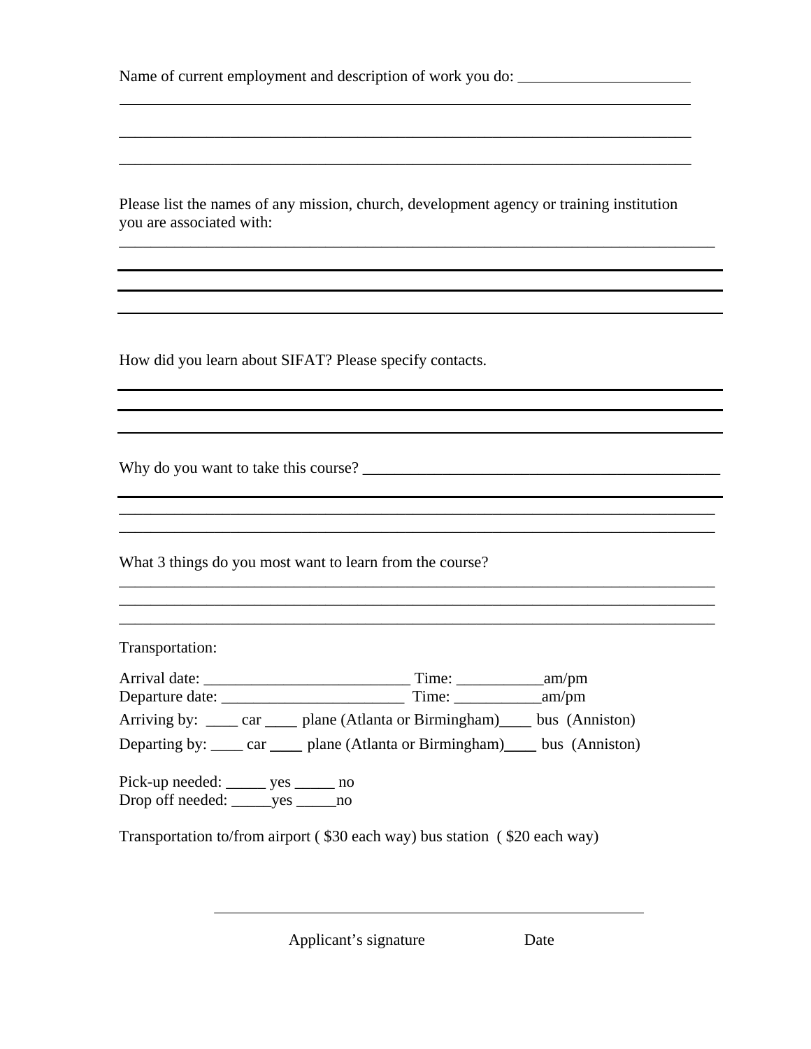Name of current employment and description of work you do: ______________________

___________________________________________________________________________

___________________________________________________________________________

___________________________________________________________________________

Please list the names of any mission, church, development agency or training institution you are associated with:

___________________________________________________________________________

___________________________________________________________________________

___________________________________________________________________________

___________________________________________________________________________

How did you learn about SIFAT? Please specify contacts.

___________________________________________________________________________

___________________________________________________________________________

___________________________________________________________________________

Why do you want to take this course? _______________________________________________

___________________________________________________________________________

___________________________________________________________________________

___________________________________________________________________________

What 3 things do you most want to learn from the course?

___________________________________________________________________________

___________________________________________________________________________

___________________________________________________________________________

Transportation:

Arrival date: __________________________ Time: ___________am/pm
Departure date: _______________________ Time: ___________am/pm

Arriving by: ____ car ____ plane (Atlanta or Birmingham)____ bus (Anniston)

Departing by: ____ car ____ plane (Atlanta or Birmingham)____ bus (Anniston)

Pick-up needed: _____ yes _____ no
Drop off needed: _____yes _____no

Transportation to/from airport ( $30 each way) bus station ( $20 each way)

________________________________________________________

Applicant's signature Date